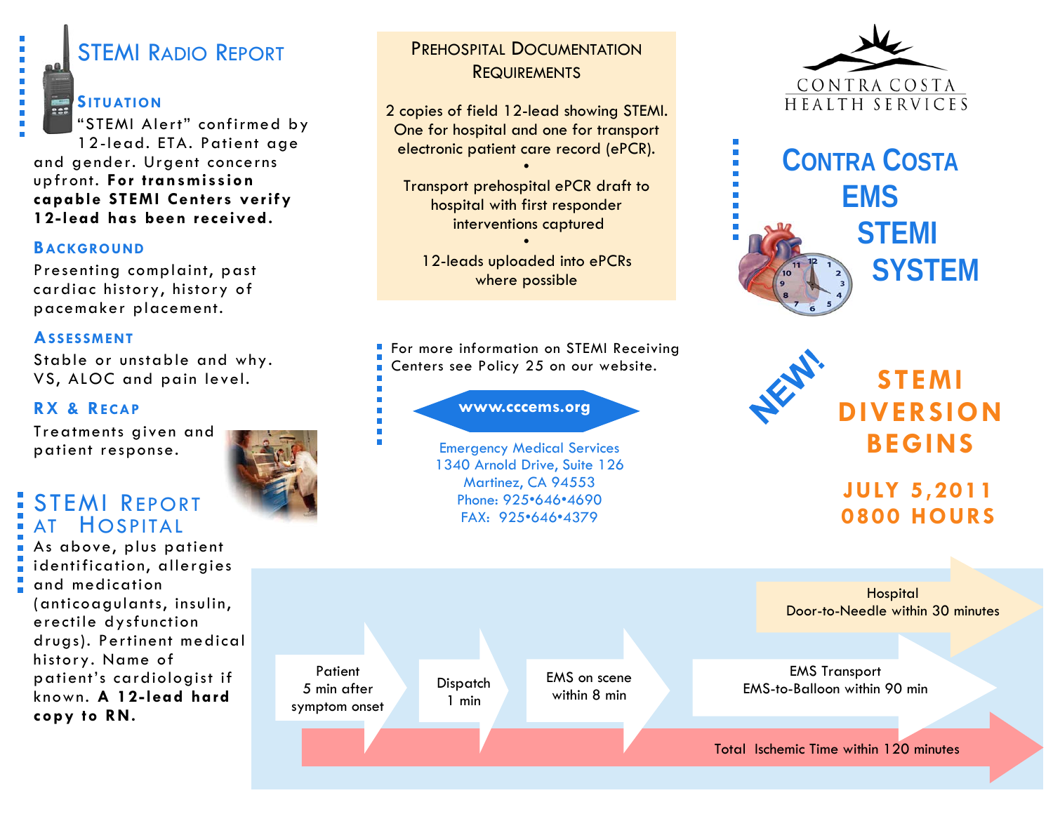## STEMI Radio Report

### Situation

"STEMI Alert" confirmed by 12-lead. ETA. Patient age and gender. Urgent concerns upfront. **For transmission capable STEMI Centers verify 12-lead has been received.**

### Background

Presenting complaint, past cardiac history, history of pacemaker placement.

### Assessment

Stable or unstable and why. VS, ALOC and pain level.

### RX & Recap

Treatments given and patient response.

## STEMI Report at Hospital

As above, plus patient identification, allergies and medication (anticoagulants, insulin, erectile dysfunction drugs). Pertinent medical history. Name of patient's cardiologist if known. **A 12-lead hard copy to RN.**

## Prehospital Documentation Requirements

2 copies of field 12-lead showing STEMI. One for hospital and one for transport electronic patient care record (ePCR).

•

Transport prehospital ePCR draft to hospital with first responder interventions captured

•

12-leads uploaded into ePCRs where possible

For more information on STEMI Receiving Centers see Policy 25 on our website.

**www.cccems.org**

Emergency Medical Services
1340 Arnold Drive, Suite 126
Martinez, CA 94553
Phone: 925•646•4690
FAX: 925•646•4379

CONTRA COSTA
HEALTH SERVICES

# Contra Costa EMS STEMI System

NEW!

## STEMI DIVERSION BEGINS

### JULY 5,2011 0800 HOURS

Patient 5 min after symptom onset → Dispatch 1 min → EMS on scene within 8 min → EMS Transport EMS-to-Balloon within 90 min

Hospital Door-to-Needle within 30 minutes

Total Ischemic Time within 120 minutes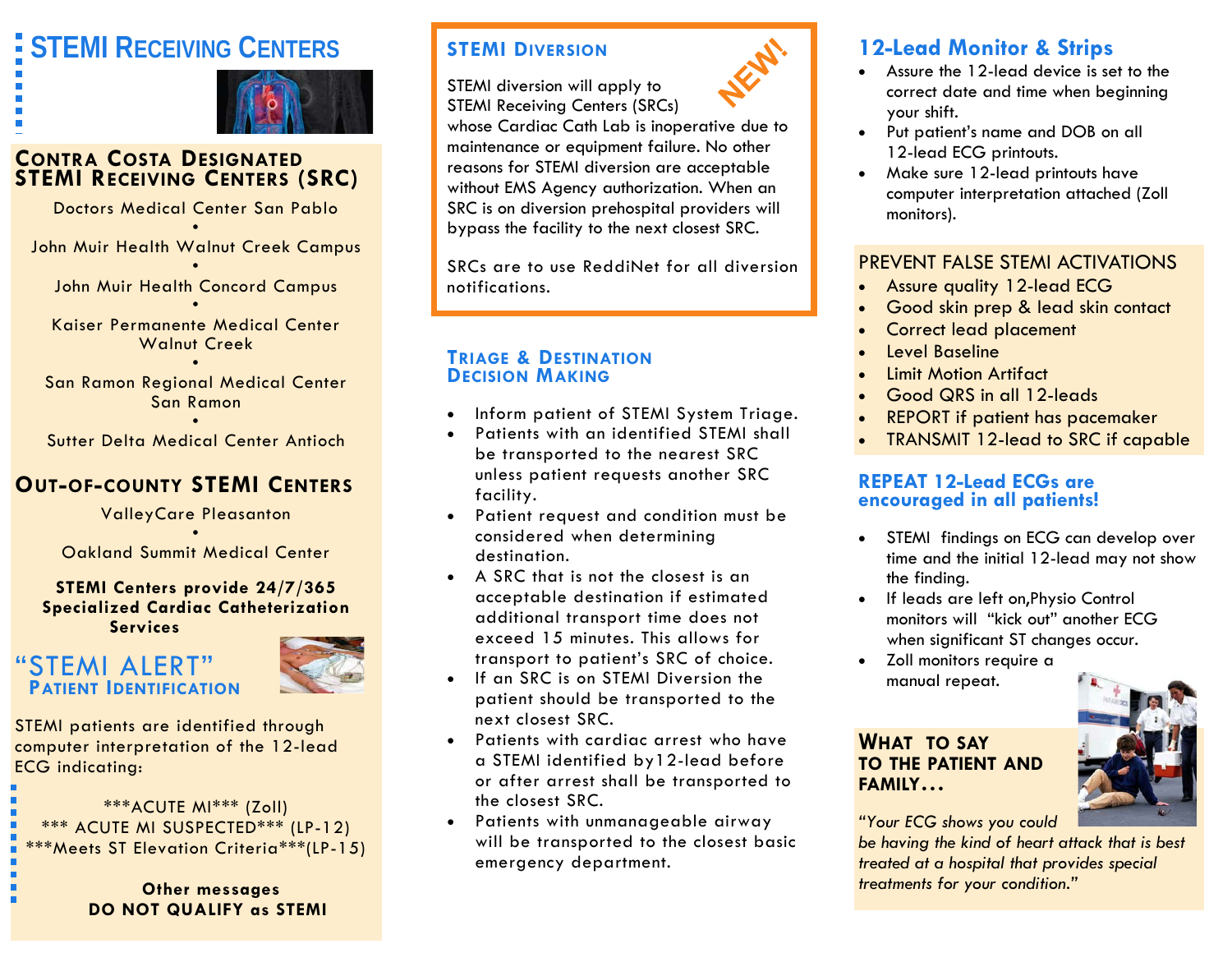# STEMI Receiving Centers

## Contra Costa Designated STEMI Receiving Centers (SRC)

Doctors Medical Center San Pablo

•

John Muir Health Walnut Creek Campus

•

John Muir Health Concord Campus

•

Kaiser Permanente Medical Center Walnut Creek

•

San Ramon Regional Medical Center San Ramon

•

Sutter Delta Medical Center Antioch

## Out-of-county STEMI Centers

ValleyCare Pleasanton

•

Oakland Summit Medical Center

**STEMI Centers provide 24/7/365 Specialized Cardiac Catheterization Services**

## "STEMI ALERT" Patient Identification

STEMI patients are identified through computer interpretation of the 12-lead ECG indicating:

***ACUTE MI*** (Zoll)
*** ACUTE MI SUSPECTED*** (LP-12)
***Meets ST Elevation Criteria***(LP-15)

**Other messages DO NOT QUALIFY as STEMI**

## STEMI Diversion

NEW!

STEMI diversion will apply to STEMI Receiving Centers (SRCs) whose Cardiac Cath Lab is inoperative due to maintenance or equipment failure. No other reasons for STEMI diversion are acceptable without EMS Agency authorization. When an SRC is on diversion prehospital providers will bypass the facility to the next closest SRC.

SRCs are to use ReddiNet for all diversion notifications.

## Triage & Destination Decision Making

- Inform patient of STEMI System Triage.
- Patients with an identified STEMI shall be transported to the nearest SRC unless patient requests another SRC facility.
- Patient request and condition must be considered when determining destination.
- A SRC that is not the closest is an acceptable destination if estimated additional transport time does not exceed 15 minutes. This allows for transport to patient's SRC of choice.
- If an SRC is on STEMI Diversion the patient should be transported to the next closest SRC.
- Patients with cardiac arrest who have a STEMI identified by12-lead before or after arrest shall be transported to the closest SRC.
- Patients with unmanageable airway will be transported to the closest basic emergency department.

## 12-Lead Monitor & Strips

- Assure the 12-lead device is set to the correct date and time when beginning your shift.
- Put patient's name and DOB on all 12-lead ECG printouts.
- Make sure 12-lead printouts have computer interpretation attached (Zoll monitors).

## PREVENT FALSE STEMI ACTIVATIONS

- Assure quality 12-lead ECG
- Good skin prep & lead skin contact
- Correct lead placement
- Level Baseline
- Limit Motion Artifact
- Good QRS in all 12-leads
- REPORT if patient has pacemaker
- TRANSMIT 12-lead to SRC if capable

## REPEAT 12-Lead ECGs are encouraged in all patients!

- STEMI findings on ECG can develop over time and the initial 12-lead may not show the finding.
- If leads are left on,Physio Control monitors will "kick out" another ECG when significant ST changes occur.
- Zoll monitors require a manual repeat.

## What to say to the patient and family…

*"Your ECG shows you could be having the kind of heart attack that is best treated at a hospital that provides special treatments for your condition."*